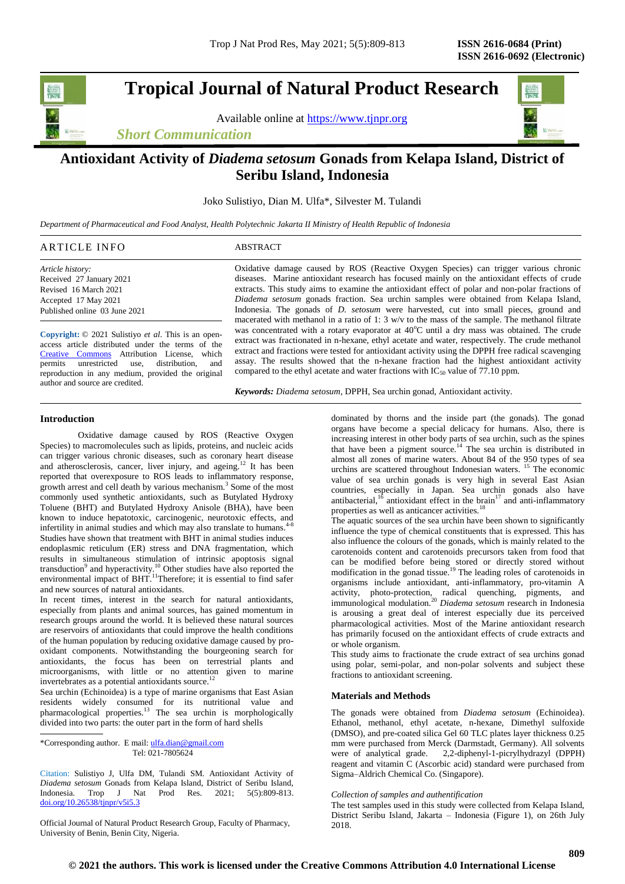# Tropical Journal of Natural Product Research

Available online at https://www.tjnpr.org

*Short Communication*

## Antioxidant Activity of *Diadema setosum* Gonads from Kelapa Island, District of Seribu Island, Indonesia

Joko Sulistiyo, Dian M. Ulfa*, Silvester M. Tulandi

*Department of Pharmaceutical and Food Analyst, Health Polytechnic Jakarta II Ministry of Health Republic of Indonesia*

### ARTICLE INFO

*Article history:*
Received 27 January 2021
Revised 16 March 2021
Accepted 17 May 2021
Published online 03 June 2021

**Copyright:** © 2021 Sulistiyo *et al*. This is an open-access article distributed under the terms of the Creative Commons Attribution License, which permits unrestricted use, distribution, and reproduction in any medium, provided the original author and source are credited.

### ABSTRACT

Oxidative damage caused by ROS (Reactive Oxygen Species) can trigger various chronic diseases. Marine antioxidant research has focused mainly on the antioxidant effects of crude extracts. This study aims to examine the antioxidant effect of polar and non-polar fractions of *Diadema setosum* gonads fraction. Sea urchin samples were obtained from Kelapa Island, Indonesia. The gonads of *D. setosum* were harvested, cut into small pieces, ground and macerated with methanol in a ratio of 1: 3 w/v to the mass of the sample. The methanol filtrate was concentrated with a rotary evaporator at 40°C until a dry mass was obtained. The crude extract was fractionated in n-hexane, ethyl acetate and water, respectively. The crude methanol extract and fractions were tested for antioxidant activity using the DPPH free radical scavenging assay. The results showed that the n-hexane fraction had the highest antioxidant activity compared to the ethyl acetate and water fractions with $IC_{50}$ value of 77.10 ppm.

***Keywords:*** *Diadema setosum*, DPPH, Sea urchin gonad, Antioxidant activity.

## Introduction

Oxidative damage caused by ROS (Reactive Oxygen Species) to macromolecules such as lipids, proteins, and nucleic acids can trigger various chronic diseases, such as coronary heart disease and atherosclerosis, cancer, liver injury, and ageing.[1,2] It has been reported that overexposure to ROS leads to inflammatory response, growth arrest and cell death by various mechanism.[3] Some of the most commonly used synthetic antioxidants, such as Butylated Hydroxy Toluene (BHT) and Butylated Hydroxy Anisole (BHA), have been known to induce hepatotoxic, carcinogenic, neurotoxic effects, and infertility in animal studies and which may also translate to humans.[4-8] Studies have shown that treatment with BHT in animal studies induces endoplasmic reticulum (ER) stress and DNA fragmentation, which results in simultaneous stimulation of intrinsic apoptosis signal transduction[9] and hyperactivity.[10] Other studies have also reported the environmental impact of BHT.[11]Therefore; it is essential to find safer and new sources of natural antioxidants.

In recent times, interest in the search for natural antioxidants, especially from plants and animal sources, has gained momentum in research groups around the world. It is believed these natural sources are reservoirs of antioxidants that could improve the health conditions of the human population by reducing oxidative damage caused by pro-oxidant components. Notwithstanding the bourgeoning search for antioxidants, the focus has been on terrestrial plants and microorganisms, with little or no attention given to marine invertebrates as a potential antioxidants source.[12]

Sea urchin (Echinoidea) is a type of marine organisms that East Asian residents widely consumed for its nutritional value and pharmacological properties.[13] The sea urchin is morphologically divided into two parts: the outer part in the form of hard shells dominated by thorns and the inside part (the gonads). The gonad organs have become a special delicacy for humans. Also, there is increasing interest in other body parts of sea urchin, such as the spines that have been a pigment source.[14] The sea urchin is distributed in almost all zones of marine waters. About 84 of the 950 types of sea urchins are scattered throughout Indonesian waters. [15] The economic value of sea urchin gonads is very high in several East Asian countries, especially in Japan. Sea urchin gonads also have antibacterial,[16] antioxidant effect in the brain[17] and anti-inflammatory properties as well as anticancer activities.[18]

The aquatic sources of the sea urchin have been shown to significantly influence the type of chemical constituents that is expressed. This has also influence the colours of the gonads, which is mainly related to the carotenoids content and carotenoids precursors taken from food that can be modified before being stored or directly stored without modification in the gonad tissue.[19] The leading roles of carotenoids in organisms include antioxidant, anti-inflammatory, pro-vitamin A activity, photo-protection, radical quenching, pigments, and immunological modulation.[20] *Diadema setosum* research in Indonesia is arousing a great deal of interest especially due its perceived pharmacological activities. Most of the Marine antioxidant research has primarily focused on the antioxidant effects of crude extracts and or whole organism.

This study aims to fractionate the crude extract of sea urchins gonad using polar, semi-polar, and non-polar solvents and subject these fractions to antioxidant screening.

## Materials and Methods

The gonads were obtained from *Diadema setosum* (Echinoidea). Ethanol, methanol, ethyl acetate, n-hexane, Dimethyl sulfoxide (DMSO), and pre-coated silica Gel 60 TLC plates layer thickness 0.25 mm were purchased from Merck (Darmstadt, Germany). All solvents were of analytical grade. 2,2-diphenyl-1-picrylhydrazyl (DPPH) reagent and vitamin C (Ascorbic acid) standard were purchased from Sigma–Aldrich Chemical Co. (Singapore).

*Collection of samples and authentification*

The test samples used in this study were collected from Kelapa Island, District Seribu Island, Jakarta – Indonesia (Figure 1), on 26th July 2018.

---

*Corresponding author. E mail: ulfa.dian@gmail.com
Tel: 021-7805624

Citation: Sulistiyo J, Ulfa DM, Tulandi SM. Antioxidant Activity of *Diadema setosum* Gonads from Kelapa Island, District of Seribu Island, Indonesia. Trop J Nat Prod Res. 2021; 5(5):809-813. doi.org/10.26538/tjnpr/v5i5.3

Official Journal of Natural Product Research Group, Faculty of Pharmacy, University of Benin, Benin City, Nigeria.

**© 2021 the authors. This work is licensed under the Creative Commons Attribution 4.0 International License**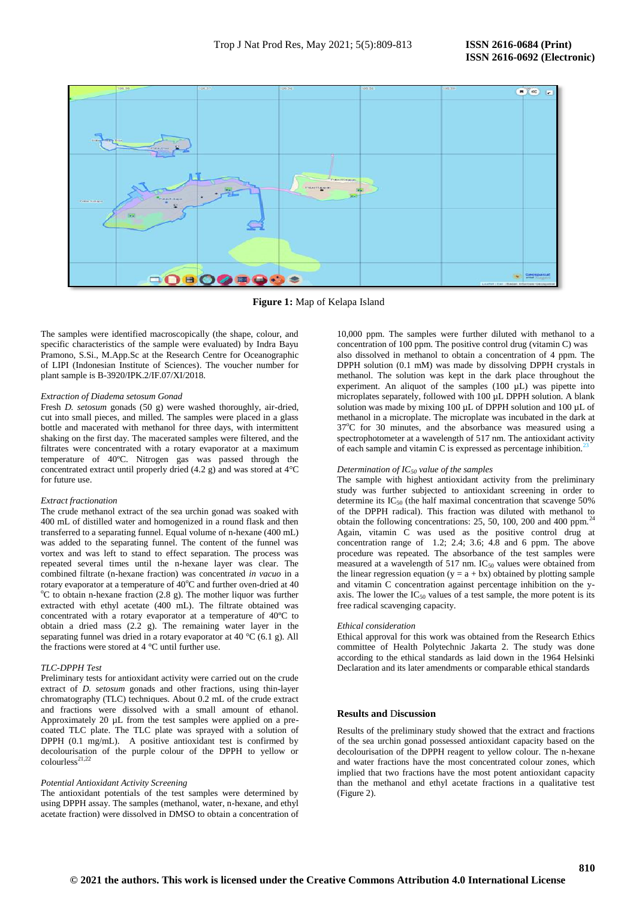Figure 1: Map of Kelapa Island

The samples were identified macroscopically (the shape, colour, and specific characteristics of the sample were evaluated) by Indra Bayu Pramono, S.Si., M.App.Sc at the Research Centre for Oceanographic of LIPI (Indonesian Institute of Sciences). The voucher number for plant sample is B-3920/IPK.2/IF.07/XI/2018.

*Extraction of Diadema setosum Gonad*

Fresh *D. setosum* gonads (50 g) were washed thoroughly, air-dried, cut into small pieces, and milled. The samples were placed in a glass bottle and macerated with methanol for three days, with intermittent shaking on the first day. The macerated samples were filtered, and the filtrates were concentrated with a rotary evaporator at a maximum temperature of 40ºC. Nitrogen gas was passed through the concentrated extract until properly dried (4.2 g) and was stored at 4°C for future use.

*Extract fractionation*

The crude methanol extract of the sea urchin gonad was soaked with 400 mL of distilled water and homogenized in a round flask and then transferred to a separating funnel. Equal volume of n-hexane (400 mL) was added to the separating funnel. The content of the funnel was vortex and was left to stand to effect separation. The process was repeated several times until the n-hexane layer was clear. The combined filtrate (n-hexane fraction) was concentrated *in vacuo* in a rotary evaporator at a temperature of 40°C and further oven-dried at 40 °C to obtain n-hexane fraction (2.8 g). The mother liquor was further extracted with ethyl acetate (400 mL). The filtrate obtained was concentrated with a rotary evaporator at a temperature of 40ºC to obtain a dried mass (2.2 g). The remaining water layer in the separating funnel was dried in a rotary evaporator at 40 °C (6.1 g). All the fractions were stored at 4 °C until further use.

*TLC-DPPH Test*

Preliminary tests for antioxidant activity were carried out on the crude extract of *D. setosum* gonads and other fractions, using thin-layer chromatography (TLC) techniques. About 0.2 mL of the crude extract and fractions were dissolved with a small amount of ethanol. Approximately 20 µL from the test samples were applied on a pre-coated TLC plate. The TLC plate was sprayed with a solution of DPPH (0.1 mg/mL). A positive antioxidant test is confirmed by decolourisation of the purple colour of the DPPH to yellow or colourless[21,22]

*Potential Antioxidant Activity Screening*

The antioxidant potentials of the test samples were determined by using DPPH assay. The samples (methanol, water, n-hexane, and ethyl acetate fraction) were dissolved in DMSO to obtain a concentration of 10,000 ppm. The samples were further diluted with methanol to a concentration of 100 ppm. The positive control drug (vitamin C) was also dissolved in methanol to obtain a concentration of 4 ppm. The DPPH solution (0.1 mM) was made by dissolving DPPH crystals in methanol. The solution was kept in the dark place throughout the experiment. An aliquot of the samples (100 µL) was pipette into microplates separately, followed with 100 µL DPPH solution. A blank solution was made by mixing 100 µL of DPPH solution and 100 µL of methanol in a microplate. The microplate was incubated in the dark at 37°C for 30 minutes, and the absorbance was measured using a spectrophotometer at a wavelength of 517 nm. The antioxidant activity of each sample and vitamin C is expressed as percentage inhibition.[23]

*Determination of $IC_{50}$ value of the samples*

The sample with highest antioxidant activity from the preliminary study was further subjected to antioxidant screening in order to determine its $IC_{50}$ (the half maximal concentration that scavenge 50% of the DPPH radical). This fraction was diluted with methanol to obtain the following concentrations: 25, 50, 100, 200 and 400 ppm.[24] Again, vitamin C was used as the positive control drug at concentration range of 1.2; 2.4; 3.6; 4.8 and 6 ppm. The above procedure was repeated. The absorbance of the test samples were measured at a wavelength of 517 nm. $IC_{50}$ values were obtained from the linear regression equation ($y = a + bx$) obtained by plotting sample and vitamin C concentration against percentage inhibition on the y-axis. The lower the $IC_{50}$ values of a test sample, the more potent is its free radical scavenging capacity.

*Ethical consideration*

Ethical approval for this work was obtained from the Research Ethics committee of Health Polytechnic Jakarta 2. The study was done according to the ethical standards as laid down in the 1964 Helsinki Declaration and its later amendments or comparable ethical standards

## Results and Discussion

Results of the preliminary study showed that the extract and fractions of the sea urchin gonad possessed antioxidant capacity based on the decolourisation of the DPPH reagent to yellow colour. The n-hexane and water fractions have the most concentrated colour zones, which implied that two fractions have the most potent antioxidant capacity than the methanol and ethyl acetate fractions in a qualitative test (Figure 2).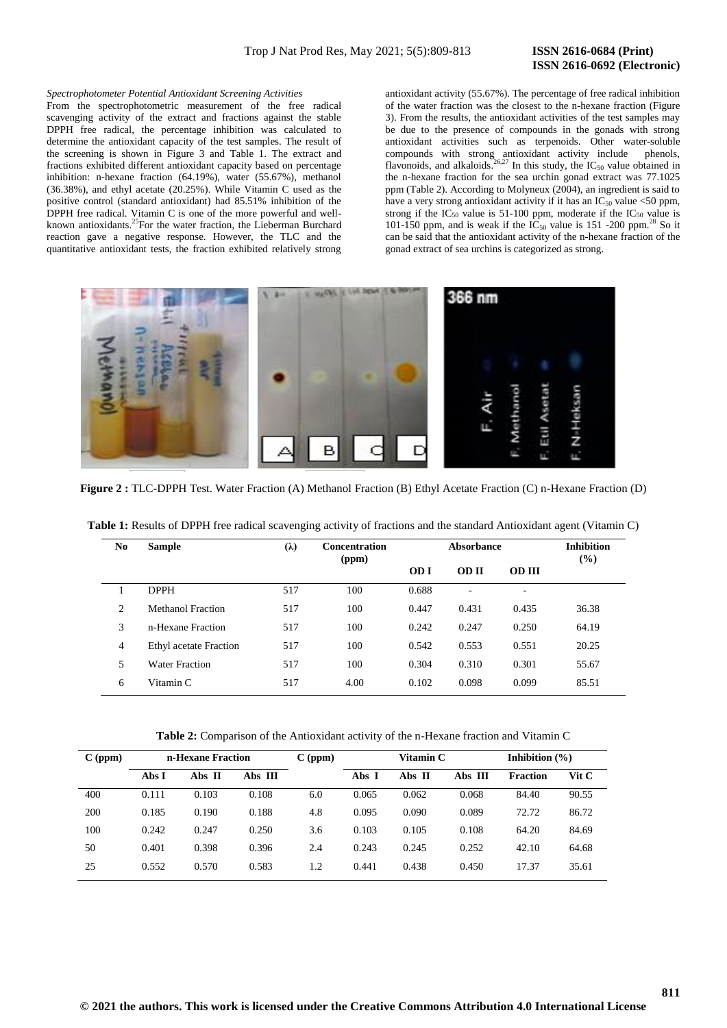*Spectrophotometer Potential Antioxidant Screening Activities*

From the spectrophotometric measurement of the free radical scavenging activity of the extract and fractions against the stable DPPH free radical, the percentage inhibition was calculated to determine the antioxidant capacity of the test samples. The result of the screening is shown in Figure 3 and Table 1. The extract and fractions exhibited different antioxidant capacity based on percentage inhibition: n-hexane fraction (64.19%), water (55.67%), methanol (36.38%), and ethyl acetate (20.25%). While Vitamin C used as the positive control (standard antioxidant) had 85.51% inhibition of the DPPH free radical. Vitamin C is one of the more powerful and well-known antioxidants.[25] For the water fraction, the Lieberman Burchard reaction gave a negative response. However, the TLC and the quantitative antioxidant tests, the fraction exhibited relatively strong antioxidant activity (55.67%). The percentage of free radical inhibition of the water fraction was the closest to the n-hexane fraction (Figure 3). From the results, the antioxidant activities of the test samples may be due to the presence of compounds in the gonads with strong antioxidant activities such as terpenoids. Other water-soluble compounds with strong antioxidant activity include phenols, flavonoids, and alkaloids.[26,27] In this study, the $IC_{50}$ value obtained in the n-hexane fraction for the sea urchin gonad extract was 77.1025 ppm (Table 2). According to Molyneux (2004), an ingredient is said to have a very strong antioxidant activity if it has an $IC_{50}$ value <50 ppm, strong if the $IC_{50}$ value is 51-100 ppm, moderate if the $IC_{50}$ value is 101-150 ppm, and is weak if the $IC_{50}$ value is 151 -200 ppm.[28] So it can be said that the antioxidant activity of the n-hexane fraction of the gonad extract of sea urchins is categorized as strong.

**Figure 2 :** TLC-DPPH Test. Water Fraction (A) Methanol Fraction (B) Ethyl Acetate Fraction (C) n-Hexane Fraction (D)

**Table 1:** Results of DPPH free radical scavenging activity of fractions and the standard Antioxidant agent (Vitamin C)

| No | Sample | (λ) | Concentration (ppm) | Absorbance | | | Inhibition (%) |
|---|---|---|---|---|---|---|---|
| | | | | OD I | OD II | OD III | |
| 1 | DPPH | 517 | 100 | 0.688 | - | - | |
| 2 | Methanol Fraction | 517 | 100 | 0.447 | 0.431 | 0.435 | 36.38 |
| 3 | n-Hexane Fraction | 517 | 100 | 0.242 | 0.247 | 0.250 | 64.19 |
| 4 | Ethyl acetate Fraction | 517 | 100 | 0.542 | 0.553 | 0.551 | 20.25 |
| 5 | Water Fraction | 517 | 100 | 0.304 | 0.310 | 0.301 | 55.67 |
| 6 | Vitamin C | 517 | 4.00 | 0.102 | 0.098 | 0.099 | 85.51 |

**Table 2:** Comparison of the Antioxidant activity of the n-Hexane fraction and Vitamin C

| C (ppm) | n-Hexane Fraction | | | C (ppm) | Vitamin C | | | Inhibition (%) | |
|---|---|---|---|---|---|---|---|---|---|
| | Abs I | Abs II | Abs III | | Abs I | Abs II | Abs III | Fraction | Vit C |
| 400 | 0.111 | 0.103 | 0.108 | 6.0 | 0.065 | 0.062 | 0.068 | 84.40 | 90.55 |
| 200 | 0.185 | 0.190 | 0.188 | 4.8 | 0.095 | 0.090 | 0.089 | 72.72 | 86.72 |
| 100 | 0.242 | 0.247 | 0.250 | 3.6 | 0.103 | 0.105 | 0.108 | 64.20 | 84.69 |
| 50 | 0.401 | 0.398 | 0.396 | 2.4 | 0.243 | 0.245 | 0.252 | 42.10 | 64.68 |
| 25 | 0.552 | 0.570 | 0.583 | 1.2 | 0.441 | 0.438 | 0.450 | 17.37 | 35.61 |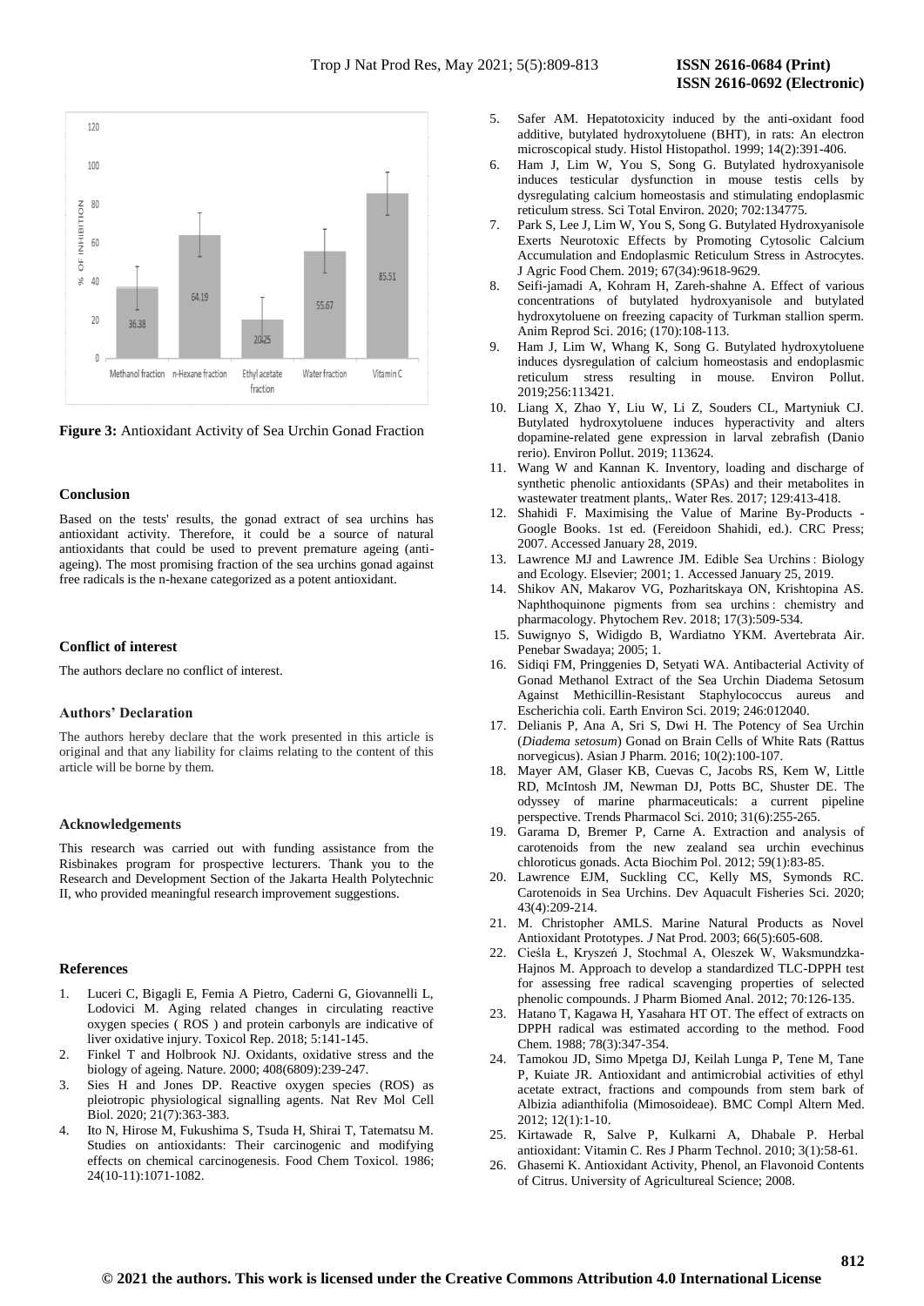Figure 3: Antioxidant Activity of Sea Urchin Gonad Fraction

## Conclusion

Based on the tests' results, the gonad extract of sea urchins has antioxidant activity. Therefore, it could be a source of natural antioxidants that could be used to prevent premature ageing (anti-ageing). The most promising fraction of the sea urchins gonad against free radicals is the n-hexane categorized as a potent antioxidant.

## Conflict of interest

The authors declare no conflict of interest.

## Authors' Declaration

The authors hereby declare that the work presented in this article is original and that any liability for claims relating to the content of this article will be borne by them.

## Acknowledgements

This research was carried out with funding assistance from the Risbinakes program for prospective lecturers. Thank you to the Research and Development Section of the Jakarta Health Polytechnic II, who provided meaningful research improvement suggestions.

## References

1. Luceri C, Bigagli E, Femia A Pietro, Caderni G, Giovannelli L, Lodovici M. Aging related changes in circulating reactive oxygen species ( ROS ) and protein carbonyls are indicative of liver oxidative injury. Toxicol Rep. 2018; 5:141-145.
2. Finkel T and Holbrook NJ. Oxidants, oxidative stress and the biology of ageing. Nature. 2000; 408(6809):239-247.
3. Sies H and Jones DP. Reactive oxygen species (ROS) as pleiotropic physiological signalling agents. Nat Rev Mol Cell Biol. 2020; 21(7):363-383.
4. Ito N, Hirose M, Fukushima S, Tsuda H, Shirai T, Tatematsu M. Studies on antioxidants: Their carcinogenic and modifying effects on chemical carcinogenesis. Food Chem Toxicol. 1986; 24(10-11):1071-1082.
5. Safer AM. Hepatotoxicity induced by the anti-oxidant food additive, butylated hydroxytoluene (BHT), in rats: An electron microscopical study. Histol Histopathol. 1999; 14(2):391-406.
6. Ham J, Lim W, You S, Song G. Butylated hydroxyanisole induces testicular dysfunction in mouse testis cells by dysregulating calcium homeostasis and stimulating endoplasmic reticulum stress. Sci Total Environ. 2020; 702:134775.
7. Park S, Lee J, Lim W, You S, Song G. Butylated Hydroxyanisole Exerts Neurotoxic Effects by Promoting Cytosolic Calcium Accumulation and Endoplasmic Reticulum Stress in Astrocytes. J Agric Food Chem. 2019; 67(34):9618-9629.
8. Seifi-jamadi A, Kohram H, Zareh-shahne A. Effect of various concentrations of butylated hydroxyanisole and butylated hydroxytoluene on freezing capacity of Turkman stallion sperm. Anim Reprod Sci. 2016; (170):108-113.
9. Ham J, Lim W, Whang K, Song G. Butylated hydroxytoluene induces dysregulation of calcium homeostasis and endoplasmic reticulum stress resulting in mouse. Environ Pollut. 2019;256:113421.
10. Liang X, Zhao Y, Liu W, Li Z, Souders CL, Martyniuk CJ. Butylated hydroxytoluene induces hyperactivity and alters dopamine-related gene expression in larval zebrafish (Danio rerio). Environ Pollut. 2019; 113624.
11. Wang W and Kannan K. Inventory, loading and discharge of synthetic phenolic antioxidants (SPAs) and their metabolites in wastewater treatment plants,. Water Res. 2017; 129:413-418.
12. Shahidi F. Maximising the Value of Marine By-Products - Google Books. 1st ed. (Fereidoon Shahidi, ed.). CRC Press; 2007. Accessed January 28, 2019.
13. Lawrence MJ and Lawrence JM. Edible Sea Urchins : Biology and Ecology. Elsevier; 2001; 1. Accessed January 25, 2019.
14. Shikov AN, Makarov VG, Pozharitskaya ON, Krishtopina AS. Naphthoquinone pigments from sea urchins : chemistry and pharmacology. Phytochem Rev. 2018; 17(3):509-534.
15. Suwignyo S, Widigdo B, Wardiatno YKM. Avertebrata Air. Penebar Swadaya; 2005; 1.
16. Sidiqi FM, Pringgenies D, Setyati WA. Antibacterial Activity of Gonad Methanol Extract of the Sea Urchin Diadema Setosum Against Methicillin-Resistant Staphylococcus aureus and Escherichia coli. Earth Environ Sci. 2019; 246:012040.
17. Delianis P, Ana A, Sri S, Dwi H. The Potency of Sea Urchin (*Diadema setosum*) Gonad on Brain Cells of White Rats (Rattus norvegicus). Asian J Pharm. 2016; 10(2):100-107.
18. Mayer AM, Glaser KB, Cuevas C, Jacobs RS, Kem W, Little RD, McIntosh JM, Newman DJ, Potts BC, Shuster DE. The odyssey of marine pharmaceuticals: a current pipeline perspective. Trends Pharmacol Sci. 2010; 31(6):255-265.
19. Garama D, Bremer P, Carne A. Extraction and analysis of carotenoids from the new zealand sea urchin evechinus chloroticus gonads. Acta Biochim Pol. 2012; 59(1):83-85.
20. Lawrence EJM, Suckling CC, Kelly MS, Symonds RC. Carotenoids in Sea Urchins. Dev Aquacult Fisheries Sci. 2020; 43(4):209-214.
21. M. Christopher AMLS. Marine Natural Products as Novel Antioxidant Prototypes. *J* Nat Prod. 2003; 66(5):605-608.
22. Cieśla Ł, Kryszeń J, Stochmal A, Oleszek W, Waksmundzka-Hajnos M. Approach to develop a standardized TLC-DPPH test for assessing free radical scavenging properties of selected phenolic compounds. J Pharm Biomed Anal. 2012; 70:126-135.
23. Hatano T, Kagawa H, Yasahara HT OT. The effect of extracts on DPPH radical was estimated according to the method. Food Chem. 1988; 78(3):347-354.
24. Tamokou JD, Simo Mpetga DJ, Keilah Lunga P, Tene M, Tane P, Kuiate JR. Antioxidant and antimicrobial activities of ethyl acetate extract, fractions and compounds from stem bark of Albizia adianthifolia (Mimosoideae). BMC Compl Altern Med. 2012; 12(1):1-10.
25. Kirtawade R, Salve P, Kulkarni A, Dhabale P. Herbal antioxidant: Vitamin C. Res J Pharm Technol. 2010; 3(1):58-61.
26. Ghasemi K. Antioxidant Activity, Phenol, an Flavonoid Contents of Citrus. University of Agricultureal Science; 2008.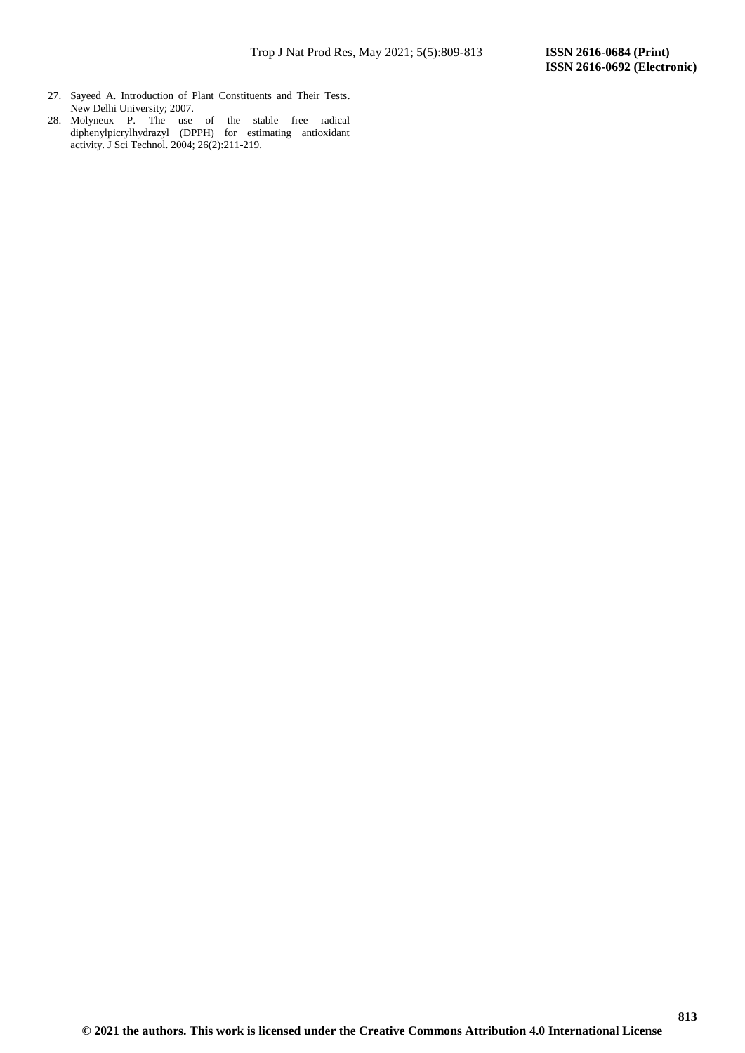27. Sayeed A. Introduction of Plant Constituents and Their Tests. New Delhi University; 2007.
28. Molyneux P. The use of the stable free radical diphenylpicrylhydrazyl (DPPH) for estimating antioxidant activity. J Sci Technol. 2004; 26(2):211-219.